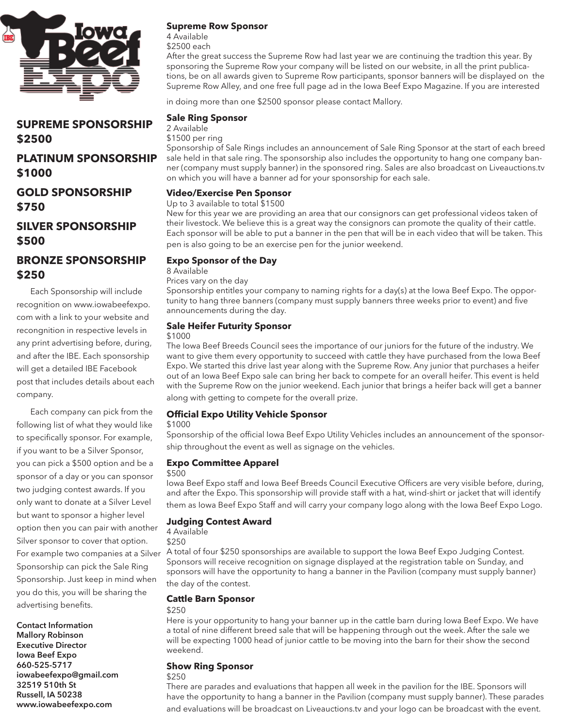## SUPREME SPONSORSHIP $2500

## PLATINUM SPONSORSHIP $1000

## GOLD SPONSORSHIP $750

## SILVER SPONSORSHIP $500

## BRONZE SPONSORSHIP $250

Each Sponsorship will include recognition on www.iowabeefexpo.com with a link to your website and recongnition in respective levels in any print advertising before, during, and after the IBE. Each sponsorship will get a detailed IBE Facebook post that includes details about each company.

Each company can pick from the following list of what they would like to specifically sponsor. For example, if you want to be a Silver Sponsor, you can pick a $500 option and be a sponsor of a day or you can sponsor two judging contest awards. If you only want to donate at a Silver Level but want to sponsor a higher level option then you can pair with another Silver sponsor to cover that option. For example two companies at a Silver Sponsorship can pick the Sale Ring Sponsorship. Just keep in mind when you do this, you will be sharing the advertising benefits.

**Contact Information**
**Mallory Robinson**
**Executive Director**
**Iowa Beef Expo**
**660-525-5717**
**iowabeefexpo@gmail.com**
**32519 510th St**
**Russell, IA 50238**
**www.iowabeefexpo.com**

### Supreme Row Sponsor

4 Available
$2500 each
After the great success the Supreme Row had last year we are continuing the tradtion this year. By sponsoring the Supreme Row your company will be listed on our website, in all the print publications, be on all awards given to Supreme Row participants, sponsor banners will be displayed on the Supreme Row Alley, and one free full page ad in the Iowa Beef Expo Magazine. If you are interested in doing more than one $2500 sponsor please contact Mallory.

### Sale Ring Sponsor

2 Available
$1500 per ring
Sponsorship of Sale Rings includes an announcement of Sale Ring Sponsor at the start of each breed sale held in that sale ring. The sponsorship also includes the opportunity to hang one company banner (company must supply banner) in the sponsored ring. Sales are also broadcast on Liveauctions.tv on which you will have a banner ad for your sponsorship for each sale.

### Video/Exercise Pen Sponsor

Up to 3 available to total $1500
New for this year we are providing an area that our consignors can get professional videos taken of their livestock. We believe this is a great way the consignors can promote the quality of their cattle. Each sponsor will be able to put a banner in the pen that will be in each video that will be taken. This pen is also going to be an exercise pen for the junior weekend.

### Expo Sponsor of the Day

8 Available
Prices vary on the day
Sponsorship entitles your company to naming rights for a day(s) at the Iowa Beef Expo. The opportunity to hang three banners (company must supply banners three weeks prior to event) and five announcements during the day.

### Sale Heifer Futurity Sponsor

$1000
The Iowa Beef Breeds Council sees the importance of our juniors for the future of the industry. We want to give them every opportunity to succeed with cattle they have purchased from the Iowa Beef Expo. We started this drive last year along with the Supreme Row. Any junior that purchases a heifer out of an Iowa Beef Expo sale can bring her back to compete for an overall heifer. This event is held with the Supreme Row on the junior weekend. Each junior that brings a heifer back will get a banner along with getting to compete for the overall prize.

### Official Expo Utility Vehicle Sponsor

$1000
Sponsorship of the official Iowa Beef Expo Utility Vehicles includes an announcement of the sponsorship throughout the event as well as signage on the vehicles.

### Expo Committee Apparel

$500
Iowa Beef Expo staff and Iowa Beef Breeds Council Executive Officers are very visible before, during, and after the Expo. This sponsorship will provide staff with a hat, wind-shirt or jacket that will identify them as Iowa Beef Expo Staff and will carry your company logo along with the Iowa Beef Expo Logo.

### Judging Contest Award

4 Available
$250
A total of four $250 sponsorships are available to support the Iowa Beef Expo Judging Contest. Sponsors will receive recognition on signage displayed at the registration table on Sunday, and sponsors will have the opportunity to hang a banner in the Pavilion (company must supply banner) the day of the contest.

### Cattle Barn Sponsor

$250
Here is your opportunity to hang your banner up in the cattle barn during Iowa Beef Expo. We have a total of nine different breed sale that will be happening through out the week. After the sale we will be expecting 1000 head of junior cattle to be moving into the barn for their show the second weekend.

### Show Ring Sponsor

$250
There are parades and evaluations that happen all week in the pavilion for the IBE. Sponsors will have the opportunity to hang a banner in the Pavilion (company must supply banner). These parades and evaluations will be broadcast on Liveauctions.tv and your logo can be broadcast with the event.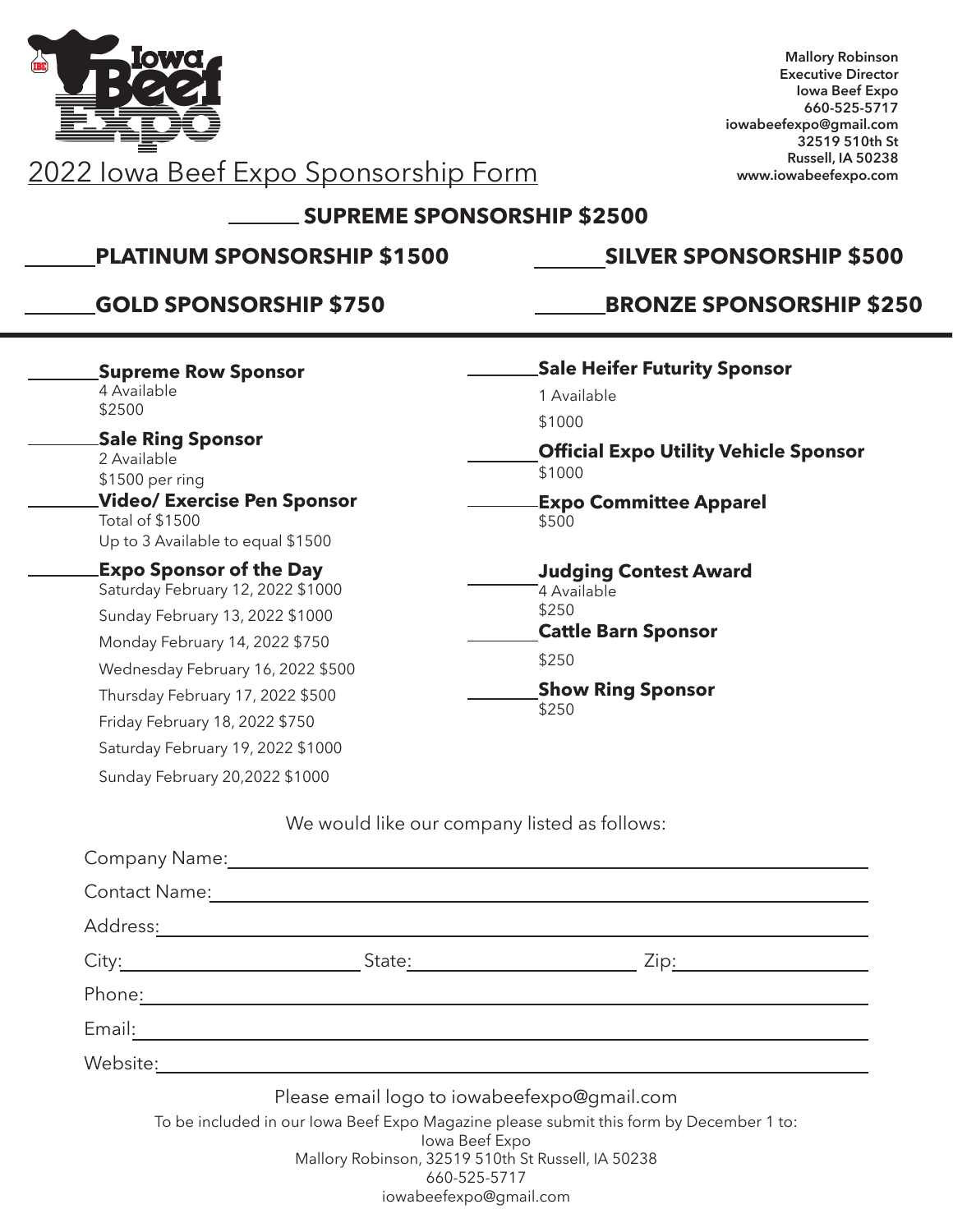Mallory Robinson
Executive Director
Iowa Beef Expo
660-525-5717
iowabeefexpo@gmail.com
32519 510th St
Russell, IA 50238
www.iowabeefexpo.com

# 2022 Iowa Beef Expo Sponsorship Form

______ **SUPREME SPONSORSHIP $2500**

______ **PLATINUM SPONSORSHIP $1500**

______ **SILVER SPONSORSHIP $500**

______ **GOLD SPONSORSHIP $750**

______ **BRONZE SPONSORSHIP $250**

---

______ **Supreme Row Sponsor**
4 Available
$2500

______ **Sale Ring Sponsor**
2 Available
$1500 per ring

______ **Video/ Exercise Pen Sponsor**
Total of $1500
Up to 3 Available to equal $1500

______ **Expo Sponsor of the Day**
Saturday February 12, 2022 $1000
Sunday February 13, 2022 $1000
Monday February 14, 2022 $750
Wednesday February 16, 2022 $500
Thursday February 17, 2022 $500
Friday February 18, 2022 $750
Saturday February 19, 2022 $1000
Sunday February 20,2022 $1000

______ **Sale Heifer Futurity Sponsor**
1 Available
$1000

______ **Official Expo Utility Vehicle Sponsor**
$1000

______ **Expo Committee Apparel**
$500

______ **Judging Contest Award**
4 Available
$250

______ **Cattle Barn Sponsor**
$250

______ **Show Ring Sponsor**
$250

We would like our company listed as follows:

Company Name: ______________________________

Contact Name: ______________________________

Address: ______________________________

City: ______________ State: ______________ Zip: ______________

Phone: ______________________________

Email: ______________________________

Website: ______________________________

Please email logo to iowabeefexpo@gmail.com

To be included in our Iowa Beef Expo Magazine please submit this form by December 1 to:
Iowa Beef Expo
Mallory Robinson, 32519 510th St Russell, IA 50238
660-525-5717
iowabeefexpo@gmail.com